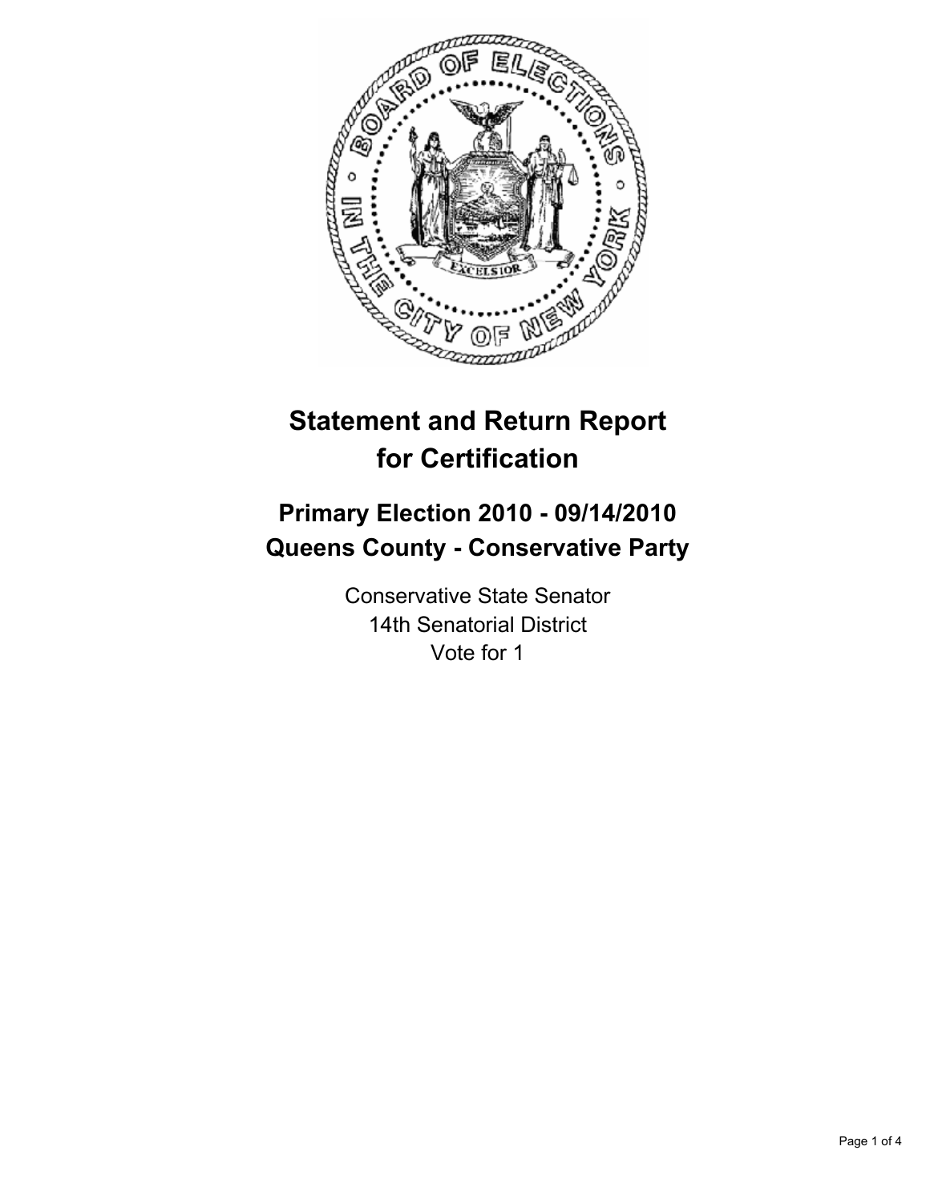# Statement and Return Report for Certification

## Primary Election 2010 - 09/14/2010
## Queens County - Conservative Party

Conservative State Senator
14th Senatorial District
Vote for 1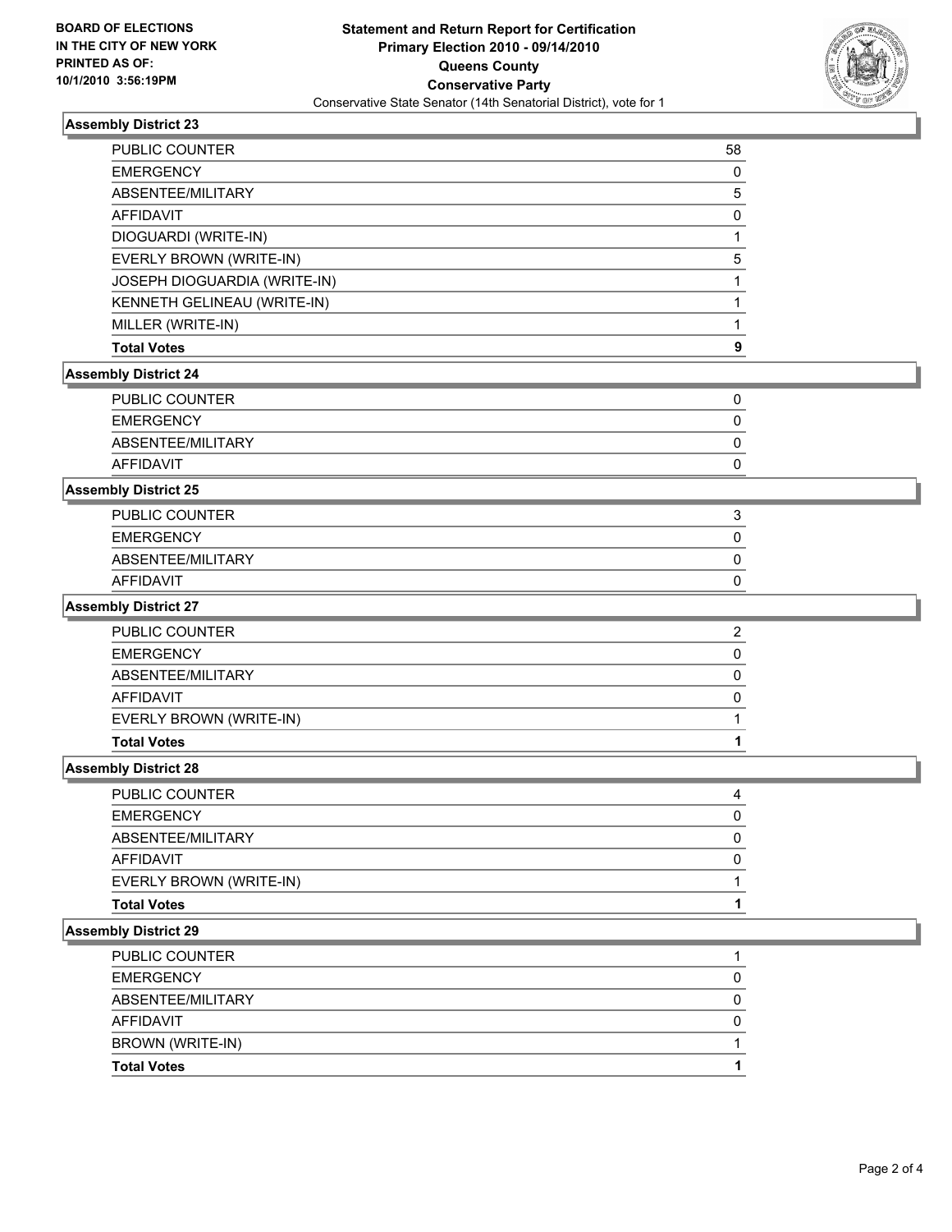**BOARD OF ELECTIONS IN THE CITY OF NEW YORK PRINTED AS OF: 10/1/2010 3:56:19PM**

# Statement and Return Report for Certification
## Primary Election 2010 - 09/14/2010
## Queens County
## Conservative Party
Conservative State Senator (14th Senatorial District), vote for 1

### Assembly District 23

| | |
|---|---|
| PUBLIC COUNTER | 58 |
| EMERGENCY | 0 |
| ABSENTEE/MILITARY | 5 |
| AFFIDAVIT | 0 |
| DIOGUARDI (WRITE-IN) | 1 |
| EVERLY BROWN (WRITE-IN) | 5 |
| JOSEPH DIOGUARDIA (WRITE-IN) | 1 |
| KENNETH GELINEAU (WRITE-IN) | 1 |
| MILLER (WRITE-IN) | 1 |
| **Total Votes** | **9** |

### Assembly District 24

| | |
|---|---|
| PUBLIC COUNTER | 0 |
| EMERGENCY | 0 |
| ABSENTEE/MILITARY | 0 |
| AFFIDAVIT | 0 |

### Assembly District 25

| | |
|---|---|
| PUBLIC COUNTER | 3 |
| EMERGENCY | 0 |
| ABSENTEE/MILITARY | 0 |
| AFFIDAVIT | 0 |

### Assembly District 27

| | |
|---|---|
| PUBLIC COUNTER | 2 |
| EMERGENCY | 0 |
| ABSENTEE/MILITARY | 0 |
| AFFIDAVIT | 0 |
| EVERLY BROWN (WRITE-IN) | 1 |
| **Total Votes** | **1** |

### Assembly District 28

| | |
|---|---|
| PUBLIC COUNTER | 4 |
| EMERGENCY | 0 |
| ABSENTEE/MILITARY | 0 |
| AFFIDAVIT | 0 |
| EVERLY BROWN (WRITE-IN) | 1 |
| **Total Votes** | **1** |

### Assembly District 29

| | |
|---|---|
| PUBLIC COUNTER | 1 |
| EMERGENCY | 0 |
| ABSENTEE/MILITARY | 0 |
| AFFIDAVIT | 0 |
| BROWN (WRITE-IN) | 1 |
| **Total Votes** | **1** |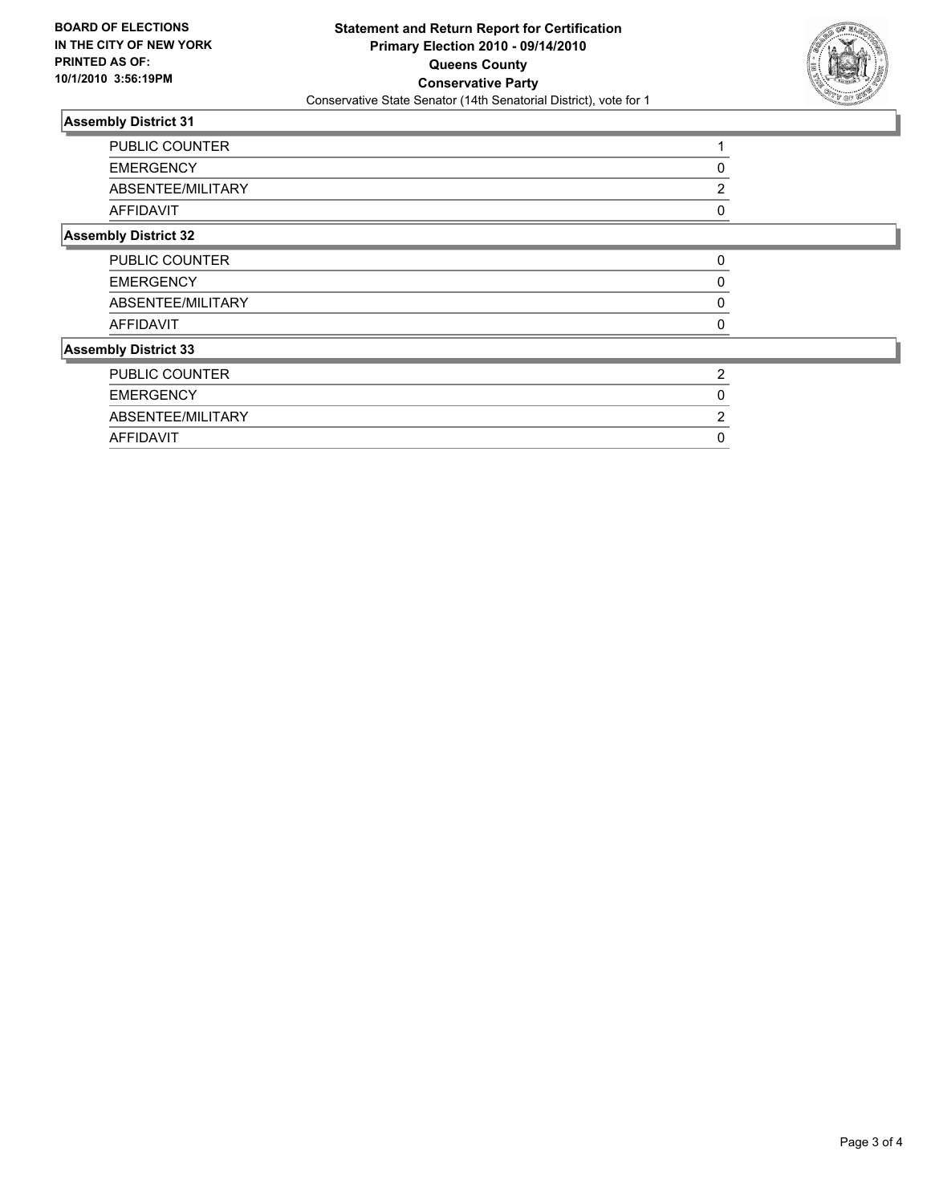**BOARD OF ELECTIONS IN THE CITY OF NEW YORK PRINTED AS OF: 10/1/2010 3:56:19PM**

**Statement and Return Report for Certification**
**Primary Election 2010 - 09/14/2010**
**Queens County**
**Conservative Party**
Conservative State Senator (14th Senatorial District), vote for 1

### Assembly District 31

| | |
|---|---|
| PUBLIC COUNTER | 1 |
| EMERGENCY | 0 |
| ABSENTEE/MILITARY | 2 |
| AFFIDAVIT | 0 |

### Assembly District 32

| | |
|---|---|
| PUBLIC COUNTER | 0 |
| EMERGENCY | 0 |
| ABSENTEE/MILITARY | 0 |
| AFFIDAVIT | 0 |

### Assembly District 33

| | |
|---|---|
| PUBLIC COUNTER | 2 |
| EMERGENCY | 0 |
| ABSENTEE/MILITARY | 2 |
| AFFIDAVIT | 0 |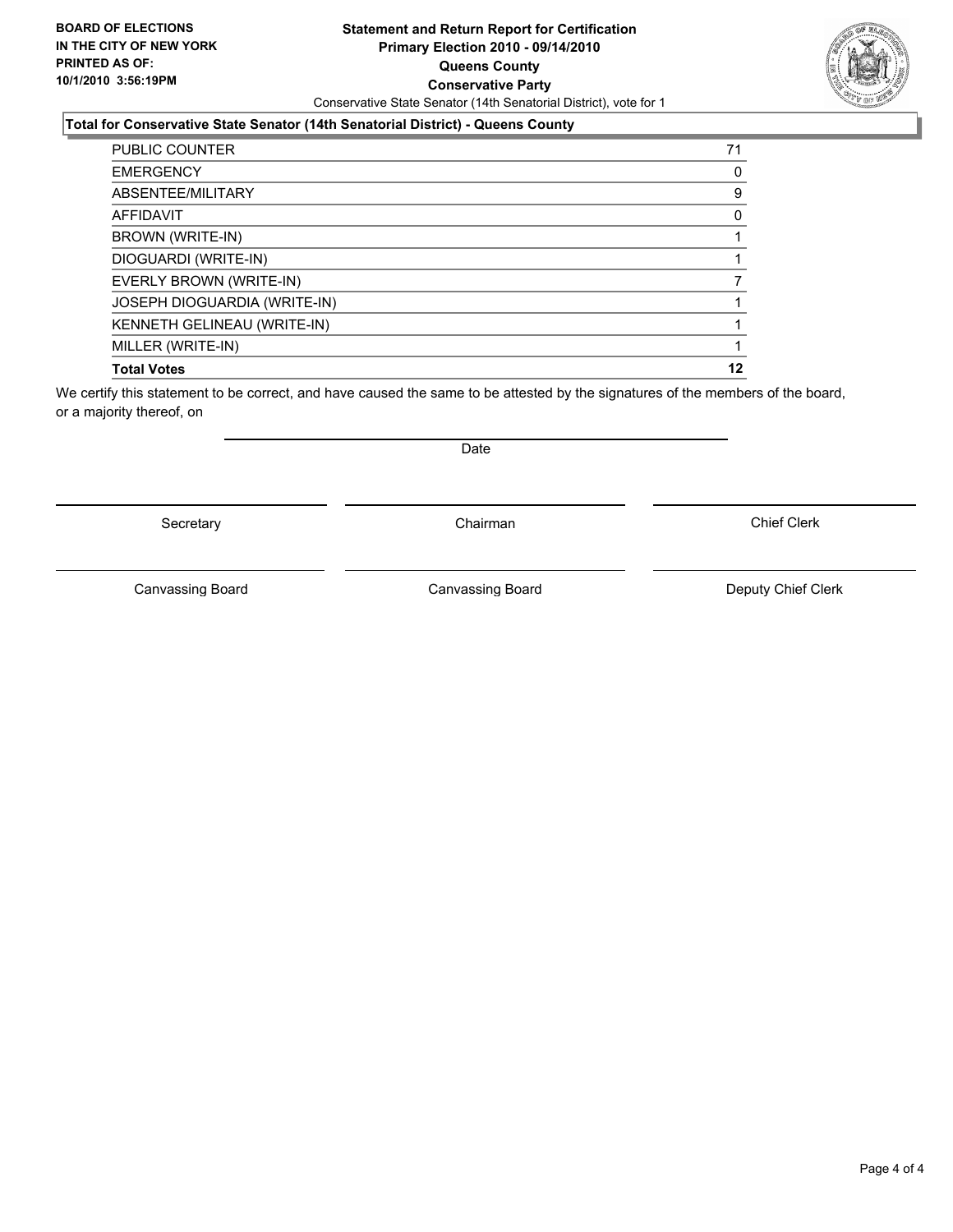**BOARD OF ELECTIONS IN THE CITY OF NEW YORK PRINTED AS OF: 10/1/2010 3:56:19PM**

# Statement and Return Report for Certification
## Primary Election 2010 - 09/14/2010
## Queens County
## Conservative Party

Conservative State Senator (14th Senatorial District), vote for 1

### Total for Conservative State Senator (14th Senatorial District) - Queens County

| | |
|---|---|
| PUBLIC COUNTER | 71 |
| EMERGENCY | 0 |
| ABSENTEE/MILITARY | 9 |
| AFFIDAVIT | 0 |
| BROWN (WRITE-IN) | 1 |
| DIOGUARDI (WRITE-IN) | 1 |
| EVERLY BROWN (WRITE-IN) | 7 |
| JOSEPH DIOGUARDIA (WRITE-IN) | 1 |
| KENNETH GELINEAU (WRITE-IN) | 1 |
| MILLER (WRITE-IN) | 1 |
| **Total Votes** | **12** |

We certify this statement to be correct, and have caused the same to be attested by the signatures of the members of the board, or a majority thereof, on

Date

Secretary

Chairman

Chief Clerk

Canvassing Board

Canvassing Board

Deputy Chief Clerk